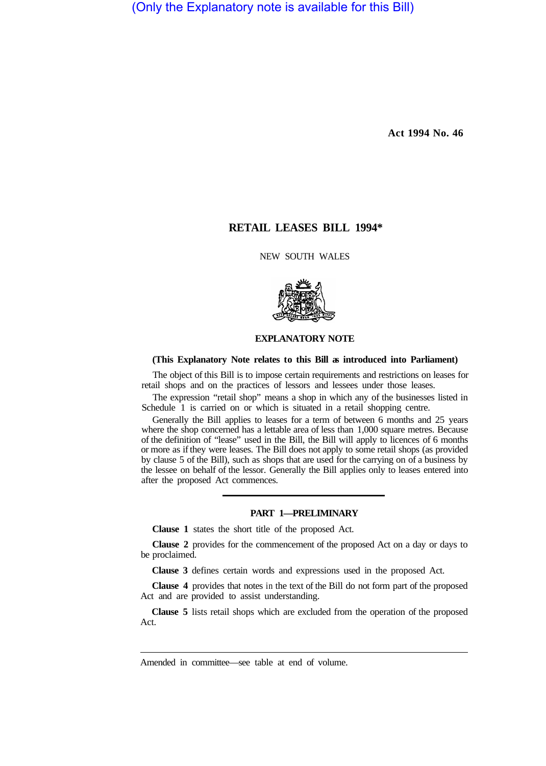(Only the Explanatory note is available for this Bill)

Act 1994 No. 46

# RETAIL LEASES BILL 1994*

NEW SOUTH WALES

## EXPLANATORY NOTE

**(This Explanatory Note relates to this Bill as introduced into Parliament)**

The object of this Bill is to impose certain requirements and restrictions on leases for retail shops and on the practices of lessors and lessees under those leases.

The expression "retail shop" means a shop in which any of the businesses listed in Schedule 1 is carried on or which is situated in a retail shopping centre.

Generally the Bill applies to leases for a term of between 6 months and 25 years where the shop concerned has a lettable area of less than 1,000 square metres. Because of the definition of "lease" used in the Bill, the Bill will apply to licences of 6 months or more as if they were leases. The Bill does not apply to some retail shops (as provided by clause 5 of the Bill), such as shops that are used for the carrying on of a business by the lessee on behalf of the lessor. Generally the Bill applies only to leases entered into after the proposed Act commences.

### PART 1—PRELIMINARY

**Clause 1** states the short title of the proposed Act.

**Clause 2** provides for the commencement of the proposed Act on a day or days to be proclaimed.

**Clause 3** defines certain words and expressions used in the proposed Act.

**Clause 4** provides that notes in the text of the Bill do not form part of the proposed Act and are provided to assist understanding.

**Clause 5** lists retail shops which are excluded from the operation of the proposed Act.

Amended in committee—see table at end of volume.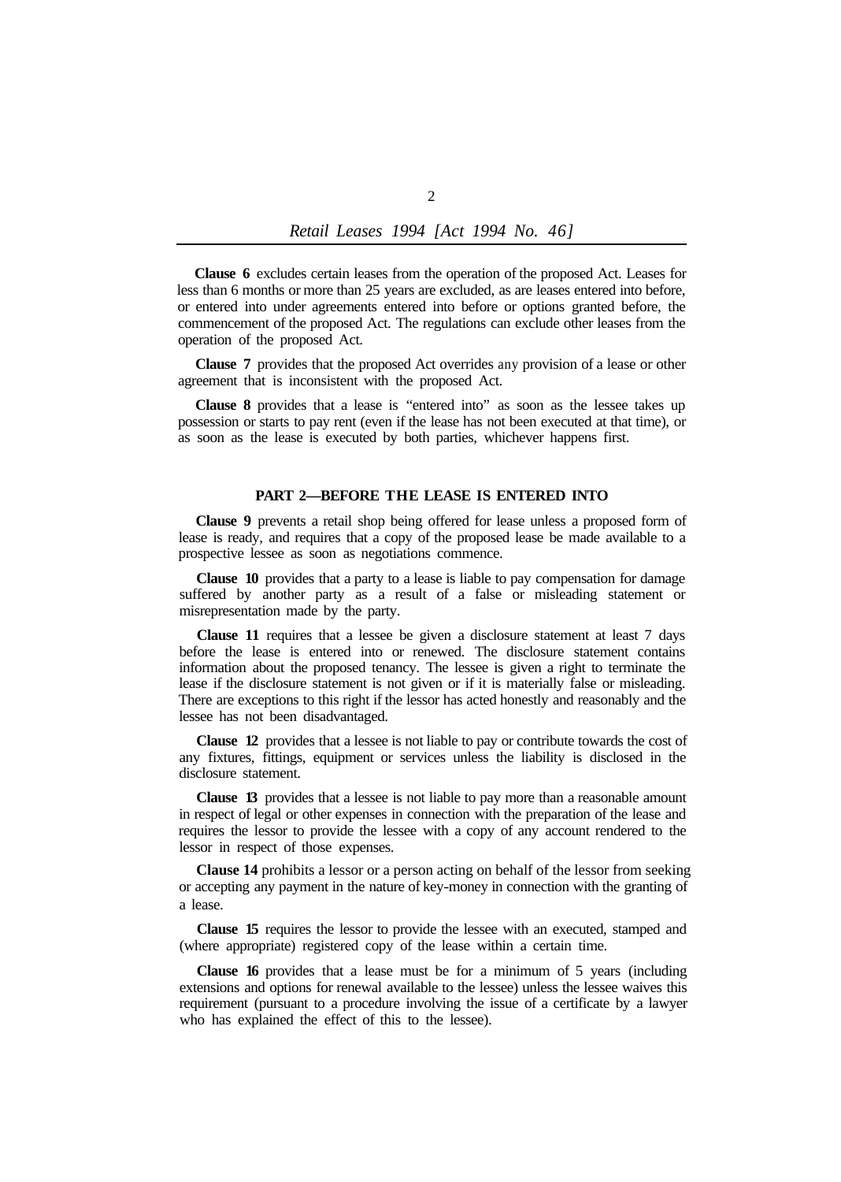**Clause 6** excludes certain leases from the operation of the proposed Act. Leases for less than 6 months or more than 25 years are excluded, as are leases entered into before, or entered into under agreements entered into before or options granted before, the commencement of the proposed Act. The regulations can exclude other leases from the operation of the proposed Act.

**Clause 7** provides that the proposed Act overrides any provision of a lease or other agreement that is inconsistent with the proposed Act.

**Clause 8** provides that a lease is "entered into" as soon as the lessee takes up possession or starts to pay rent (even if the lease has not been executed at that time), or as soon as the lease is executed by both parties, whichever happens first.

## PART 2—BEFORE THE LEASE IS ENTERED INTO

**Clause 9** prevents a retail shop being offered for lease unless a proposed form of lease is ready, and requires that a copy of the proposed lease be made available to a prospective lessee as soon as negotiations commence.

**Clause 10** provides that a party to a lease is liable to pay compensation for damage suffered by another party as a result of a false or misleading statement or misrepresentation made by the party.

**Clause 11** requires that a lessee be given a disclosure statement at least 7 days before the lease is entered into or renewed. The disclosure statement contains information about the proposed tenancy. The lessee is given a right to terminate the lease if the disclosure statement is not given or if it is materially false or misleading. There are exceptions to this right if the lessor has acted honestly and reasonably and the lessee has not been disadvantaged.

**Clause 12** provides that a lessee is not liable to pay or contribute towards the cost of any fixtures, fittings, equipment or services unless the liability is disclosed in the disclosure statement.

**Clause 13** provides that a lessee is not liable to pay more than a reasonable amount in respect of legal or other expenses in connection with the preparation of the lease and requires the lessor to provide the lessee with a copy of any account rendered to the lessor in respect of those expenses.

**Clause 14** prohibits a lessor or a person acting on behalf of the lessor from seeking or accepting any payment in the nature of key-money in connection with the granting of a lease.

**Clause 15** requires the lessor to provide the lessee with an executed, stamped and (where appropriate) registered copy of the lease within a certain time.

**Clause 16** provides that a lease must be for a minimum of 5 years (including extensions and options for renewal available to the lessee) unless the lessee waives this requirement (pursuant to a procedure involving the issue of a certificate by a lawyer who has explained the effect of this to the lessee).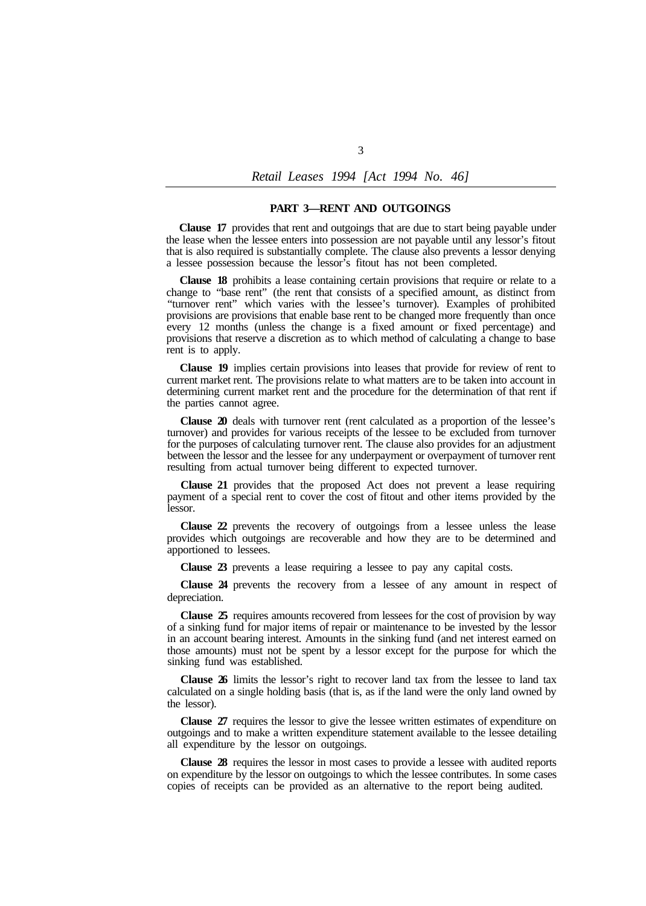## PART 3—RENT AND OUTGOINGS

**Clause 17** provides that rent and outgoings that are due to start being payable under the lease when the lessee enters into possession are not payable until any lessor's fitout that is also required is substantially complete. The clause also prevents a lessor denying a lessee possession because the lessor's fitout has not been completed.

**Clause 18** prohibits a lease containing certain provisions that require or relate to a change to "base rent" (the rent that consists of a specified amount, as distinct from "turnover rent" which varies with the lessee's turnover). Examples of prohibited provisions are provisions that enable base rent to be changed more frequently than once every 12 months (unless the change is a fixed amount or fixed percentage) and provisions that reserve a discretion as to which method of calculating a change to base rent is to apply.

**Clause 19** implies certain provisions into leases that provide for review of rent to current market rent. The provisions relate to what matters are to be taken into account in determining current market rent and the procedure for the determination of that rent if the parties cannot agree.

**Clause 20** deals with turnover rent (rent calculated as a proportion of the lessee's turnover) and provides for various receipts of the lessee to be excluded from turnover for the purposes of calculating turnover rent. The clause also provides for an adjustment between the lessor and the lessee for any underpayment or overpayment of turnover rent resulting from actual turnover being different to expected turnover.

**Clause 21** provides that the proposed Act does not prevent a lease requiring payment of a special rent to cover the cost of fitout and other items provided by the lessor.

**Clause 22** prevents the recovery of outgoings from a lessee unless the lease provides which outgoings are recoverable and how they are to be determined and apportioned to lessees.

**Clause 23** prevents a lease requiring a lessee to pay any capital costs.

**Clause 24** prevents the recovery from a lessee of any amount in respect of depreciation.

**Clause 25** requires amounts recovered from lessees for the cost of provision by way of a sinking fund for major items of repair or maintenance to be invested by the lessor in an account bearing interest. Amounts in the sinking fund (and net interest earned on those amounts) must not be spent by a lessor except for the purpose for which the sinking fund was established.

**Clause 26** limits the lessor's right to recover land tax from the lessee to land tax calculated on a single holding basis (that is, as if the land were the only land owned by the lessor).

**Clause 27** requires the lessor to give the lessee written estimates of expenditure on outgoings and to make a written expenditure statement available to the lessee detailing all expenditure by the lessor on outgoings.

**Clause 28** requires the lessor in most cases to provide a lessee with audited reports on expenditure by the lessor on outgoings to which the lessee contributes. In some cases copies of receipts can be provided as an alternative to the report being audited.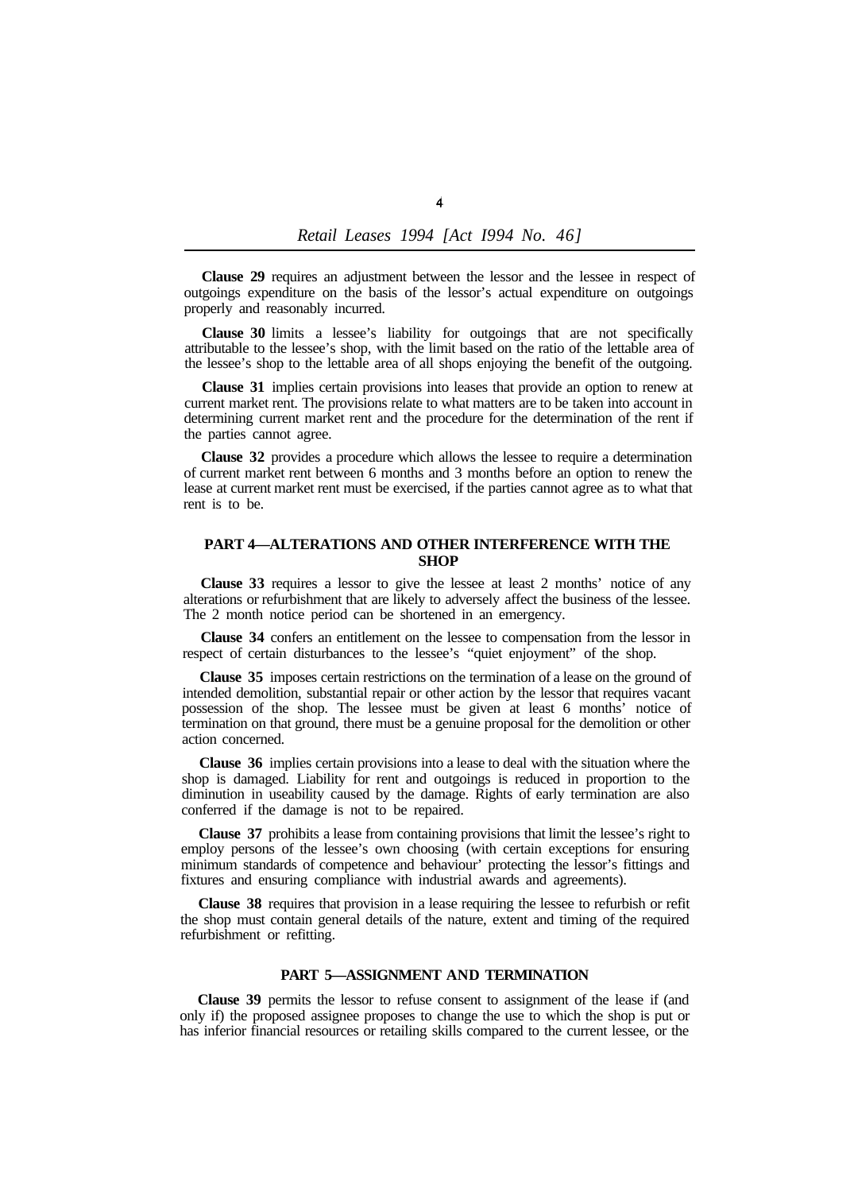**Clause 29** requires an adjustment between the lessor and the lessee in respect of outgoings expenditure on the basis of the lessor's actual expenditure on outgoings properly and reasonably incurred.

**Clause 30** limits a lessee's liability for outgoings that are not specifically attributable to the lessee's shop, with the limit based on the ratio of the lettable area of the lessee's shop to the lettable area of all shops enjoying the benefit of the outgoing.

**Clause 31** implies certain provisions into leases that provide an option to renew at current market rent. The provisions relate to what matters are to be taken into account in determining current market rent and the procedure for the determination of the rent if the parties cannot agree.

**Clause 32** provides a procedure which allows the lessee to require a determination of current market rent between 6 months and 3 months before an option to renew the lease at current market rent must be exercised, if the parties cannot agree as to what that rent is to be.

## PART 4—ALTERATIONS AND OTHER INTERFERENCE WITH THE SHOP

**Clause 33** requires a lessor to give the lessee at least 2 months' notice of any alterations or refurbishment that are likely to adversely affect the business of the lessee. The 2 month notice period can be shortened in an emergency.

**Clause 34** confers an entitlement on the lessee to compensation from the lessor in respect of certain disturbances to the lessee's "quiet enjoyment" of the shop.

**Clause 35** imposes certain restrictions on the termination of a lease on the ground of intended demolition, substantial repair or other action by the lessor that requires vacant possession of the shop. The lessee must be given at least 6 months' notice of termination on that ground, there must be a genuine proposal for the demolition or other action concerned.

**Clause 36** implies certain provisions into a lease to deal with the situation where the shop is damaged. Liability for rent and outgoings is reduced in proportion to the diminution in useability caused by the damage. Rights of early termination are also conferred if the damage is not to be repaired.

**Clause 37** prohibits a lease from containing provisions that limit the lessee's right to employ persons of the lessee's own choosing (with certain exceptions for ensuring minimum standards of competence and behaviour' protecting the lessor's fittings and fixtures and ensuring compliance with industrial awards and agreements).

**Clause 38** requires that provision in a lease requiring the lessee to refurbish or refit the shop must contain general details of the nature, extent and timing of the required refurbishment or refitting.

## PART 5—ASSIGNMENT AND TERMINATION

**Clause 39** permits the lessor to refuse consent to assignment of the lease if (and only if) the proposed assignee proposes to change the use to which the shop is put or has inferior financial resources or retailing skills compared to the current lessee, or the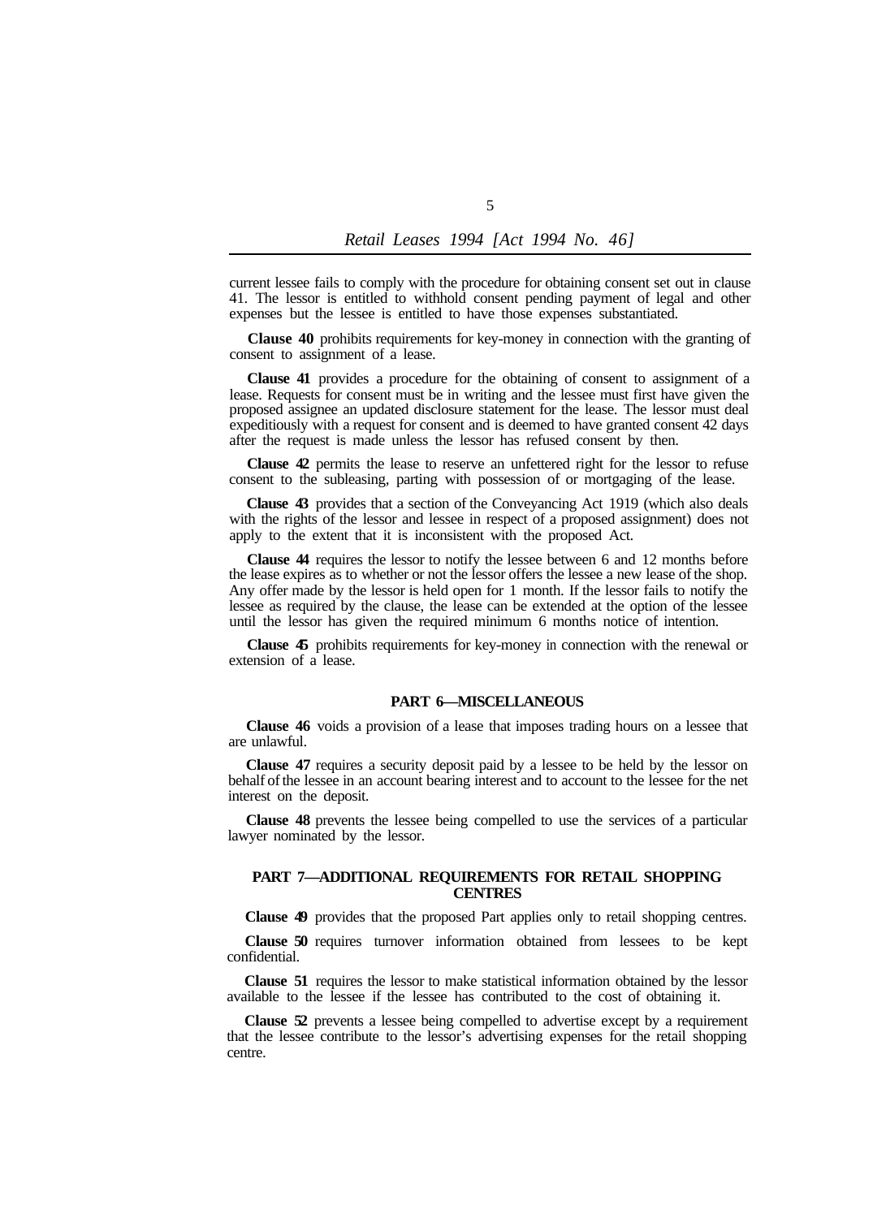current lessee fails to comply with the procedure for obtaining consent set out in clause 41. The lessor is entitled to withhold consent pending payment of legal and other expenses but the lessee is entitled to have those expenses substantiated.

**Clause 40** prohibits requirements for key-money in connection with the granting of consent to assignment of a lease.

**Clause 41** provides a procedure for the obtaining of consent to assignment of a lease. Requests for consent must be in writing and the lessee must first have given the proposed assignee an updated disclosure statement for the lease. The lessor must deal expeditiously with a request for consent and is deemed to have granted consent 42 days after the request is made unless the lessor has refused consent by then.

**Clause 42** permits the lease to reserve an unfettered right for the lessor to refuse consent to the subleasing, parting with possession of or mortgaging of the lease.

**Clause 43** provides that a section of the Conveyancing Act 1919 (which also deals with the rights of the lessor and lessee in respect of a proposed assignment) does not apply to the extent that it is inconsistent with the proposed Act.

**Clause 44** requires the lessor to notify the lessee between 6 and 12 months before the lease expires as to whether or not the lessor offers the lessee a new lease of the shop. Any offer made by the lessor is held open for 1 month. If the lessor fails to notify the lessee as required by the clause, the lease can be extended at the option of the lessee until the lessor has given the required minimum 6 months notice of intention.

**Clause 45** prohibits requirements for key-money in connection with the renewal or extension of a lease.

## PART 6—MISCELLANEOUS

**Clause 46** voids a provision of a lease that imposes trading hours on a lessee that are unlawful.

**Clause 47** requires a security deposit paid by a lessee to be held by the lessor on behalf of the lessee in an account bearing interest and to account to the lessee for the net interest on the deposit.

**Clause 48** prevents the lessee being compelled to use the services of a particular lawyer nominated by the lessor.

## PART 7—ADDITIONAL REQUIREMENTS FOR RETAIL SHOPPING CENTRES

**Clause 49** provides that the proposed Part applies only to retail shopping centres.

**Clause 50** requires turnover information obtained from lessees to be kept confidential.

**Clause 51** requires the lessor to make statistical information obtained by the lessor available to the lessee if the lessee has contributed to the cost of obtaining it.

**Clause 52** prevents a lessee being compelled to advertise except by a requirement that the lessee contribute to the lessor's advertising expenses for the retail shopping centre.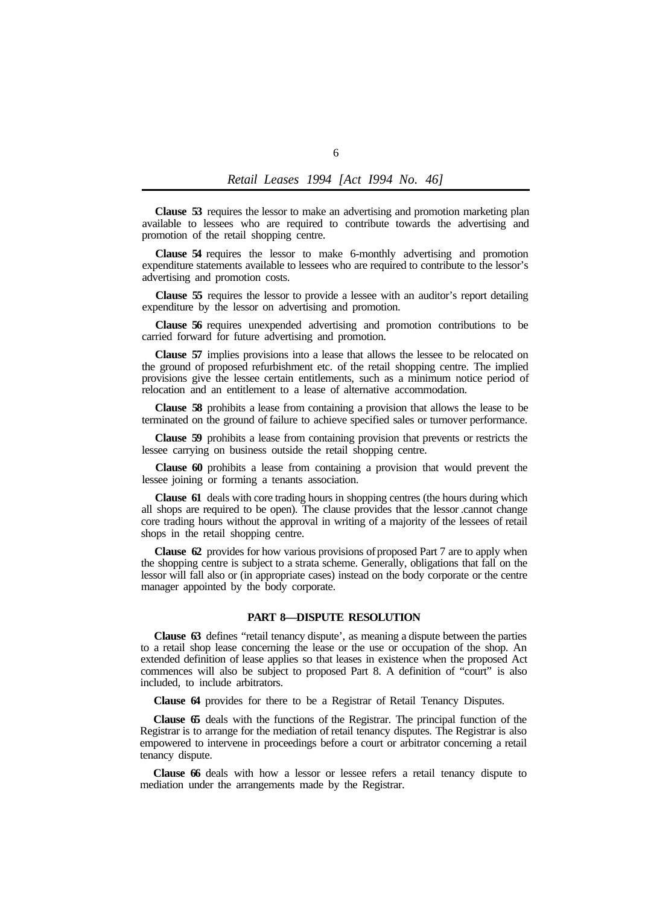**Clause 53** requires the lessor to make an advertising and promotion marketing plan available to lessees who are required to contribute towards the advertising and promotion of the retail shopping centre.

**Clause 54** requires the lessor to make 6-monthly advertising and promotion expenditure statements available to lessees who are required to contribute to the lessor's advertising and promotion costs.

**Clause 55** requires the lessor to provide a lessee with an auditor's report detailing expenditure by the lessor on advertising and promotion.

**Clause 56** requires unexpended advertising and promotion contributions to be carried forward for future advertising and promotion.

**Clause 57** implies provisions into a lease that allows the lessee to be relocated on the ground of proposed refurbishment etc. of the retail shopping centre. The implied provisions give the lessee certain entitlements, such as a minimum notice period of relocation and an entitlement to a lease of alternative accommodation.

**Clause 58** prohibits a lease from containing a provision that allows the lease to be terminated on the ground of failure to achieve specified sales or turnover performance.

**Clause 59** prohibits a lease from containing provision that prevents or restricts the lessee carrying on business outside the retail shopping centre.

**Clause 60** prohibits a lease from containing a provision that would prevent the lessee joining or forming a tenants association.

**Clause 61** deals with core trading hours in shopping centres (the hours during which all shops are required to be open). The clause provides that the lessor .cannot change core trading hours without the approval in writing of a majority of the lessees of retail shops in the retail shopping centre.

**Clause 62** provides for how various provisions of proposed Part 7 are to apply when the shopping centre is subject to a strata scheme. Generally, obligations that fall on the lessor will fall also or (in appropriate cases) instead on the body corporate or the centre manager appointed by the body corporate.

## PART 8—DISPUTE RESOLUTION

**Clause 63** defines "retail tenancy dispute', as meaning a dispute between the parties to a retail shop lease concerning the lease or the use or occupation of the shop. An extended definition of lease applies so that leases in existence when the proposed Act commences will also be subject to proposed Part 8. A definition of "court" is also included, to include arbitrators.

**Clause 64** provides for there to be a Registrar of Retail Tenancy Disputes.

**Clause 65** deals with the functions of the Registrar. The principal function of the Registrar is to arrange for the mediation of retail tenancy disputes. The Registrar is also empowered to intervene in proceedings before a court or arbitrator concerning a retail tenancy dispute.

**Clause 66** deals with how a lessor or lessee refers a retail tenancy dispute to mediation under the arrangements made by the Registrar.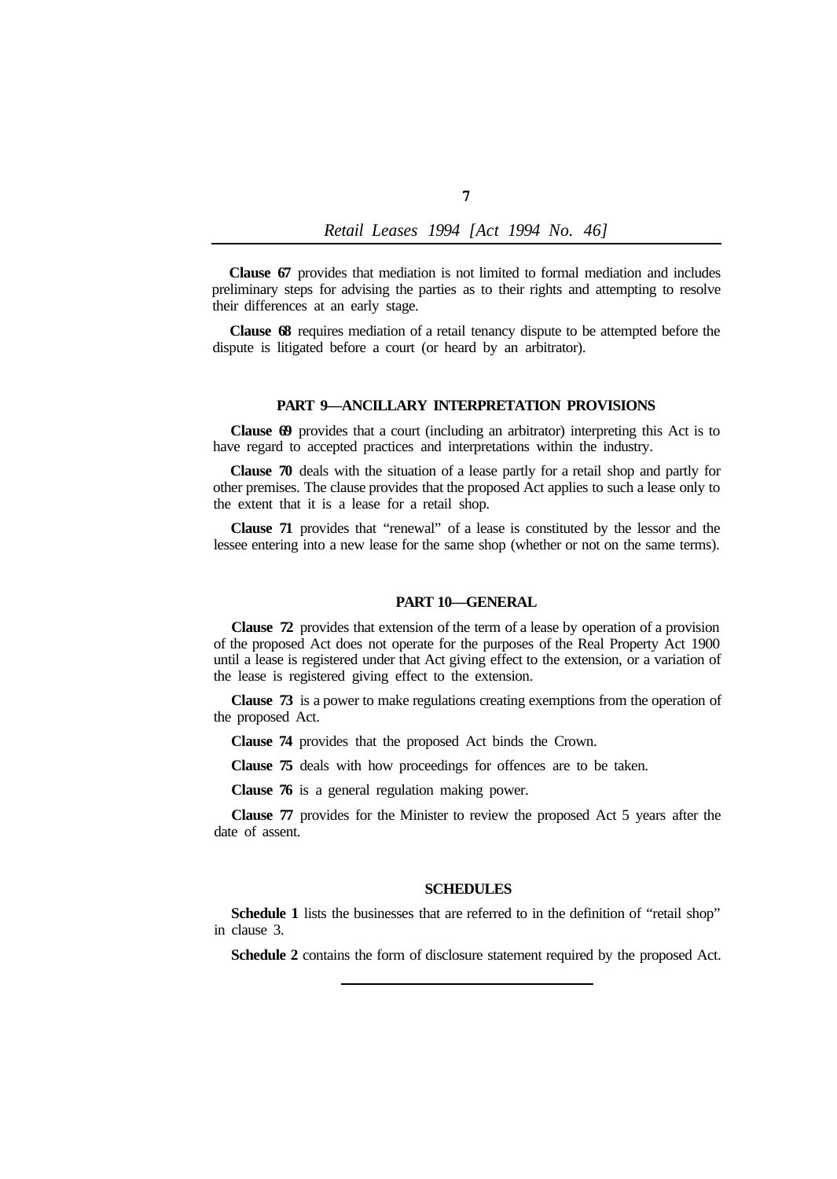**Clause 67** provides that mediation is not limited to formal mediation and includes preliminary steps for advising the parties as to their rights and attempting to resolve their differences at an early stage.

**Clause 68** requires mediation of a retail tenancy dispute to be attempted before the dispute is litigated before a court (or heard by an arbitrator).

## PART 9—ANCILLARY INTERPRETATION PROVISIONS

**Clause 69** provides that a court (including an arbitrator) interpreting this Act is to have regard to accepted practices and interpretations within the industry.

**Clause 70** deals with the situation of a lease partly for a retail shop and partly for other premises. The clause provides that the proposed Act applies to such a lease only to the extent that it is a lease for a retail shop.

**Clause 71** provides that "renewal" of a lease is constituted by the lessor and the lessee entering into a new lease for the same shop (whether or not on the same terms).

## PART 10—GENERAL

**Clause 72** provides that extension of the term of a lease by operation of a provision of the proposed Act does not operate for the purposes of the Real Property Act 1900 until a lease is registered under that Act giving effect to the extension, or a variation of the lease is registered giving effect to the extension.

**Clause 73** is a power to make regulations creating exemptions from the operation of the proposed Act.

**Clause 74** provides that the proposed Act binds the Crown.

**Clause 75** deals with how proceedings for offences are to be taken.

**Clause 76** is a general regulation making power.

**Clause 77** provides for the Minister to review the proposed Act 5 years after the date of assent.

## SCHEDULES

**Schedule 1** lists the businesses that are referred to in the definition of "retail shop" in clause 3.

**Schedule 2** contains the form of disclosure statement required by the proposed Act.